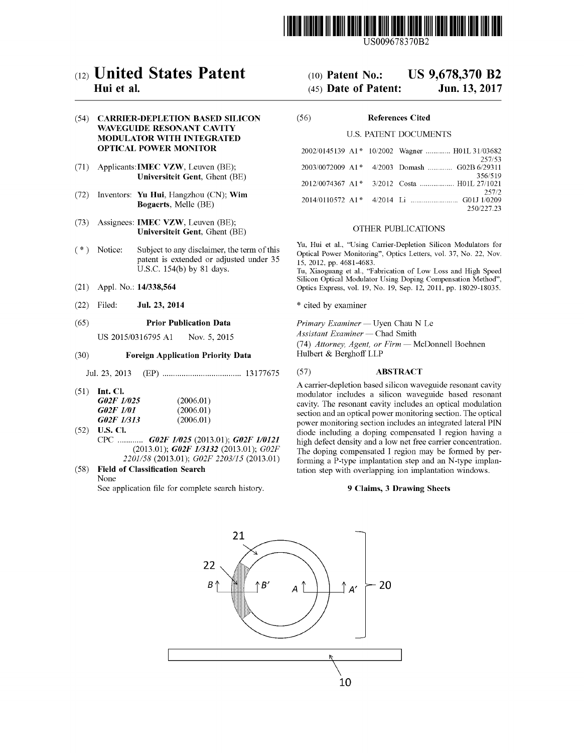US009678370B2

# (12) United States Patent
**Hui et al.**

(10) **Patent No.: US 9,678,370 B2**

(45) **Date of Patent: Jun. 13, 2017**

(54) **CARRIER-DEPLETION BASED SILICON WAVEGUIDE RESONANT CAVITY MODULATOR WITH INTEGRATED OPTICAL POWER MONITOR**

(71) Applicants: **IMEC VZW**, Leuven (BE); **Universiteit Gent**, Ghent (BE)

(72) Inventors: **Yu Hui**, Hangzhou (CN); **Wim Bogaerts**, Melle (BE)

(73) Assignees: **IMEC VZW**, Leuven (BE); **Universiteit Gent**, Ghent (BE)

( * ) Notice: Subject to any disclaimer, the term of this patent is extended or adjusted under 35 U.S.C. 154(b) by 81 days.

(21) Appl. No.: **14/338,564**

(22) Filed: **Jul. 23, 2014**

(65) **Prior Publication Data**

US 2015/0316795 A1 Nov. 5, 2015

(30) **Foreign Application Priority Data**

Jul. 23, 2013 (EP) .................................... 13177675

(51) **Int. Cl.**

| | |
|---|---|
| ***G02F 1/025*** | (2006.01) |
| ***G02F 1/01*** | (2006.01) |
| ***G02F 1/313*** | (2006.01) |

(52) **U.S. Cl.**

CPC ............ ***G02F 1/025*** (2013.01); ***G02F 1/0121*** (2013.01); ***G02F 1/3132*** (2013.01); *G02F 2201/58* (2013.01); *G02F 2203/15* (2013.01)

(58) **Field of Classification Search**

None

See application file for complete search history.

(56) **References Cited**

U.S. PATENT DOCUMENTS

2002/0145139 A1* 10/2002 Wagner ............. H01L 31/03682 257/53

2003/0072009 A1* 4/2003 Domash ............. G02B 6/29311 356/519

2012/0074367 A1* 3/2012 Costa .................. H01L 27/1021 257/2

2014/0110572 A1* 4/2014 Li ......................... G01J 1/0209 250/227.23

OTHER PUBLICATIONS

Yu, Hui et al., "Using Carrier-Depletion Silicon Modulators for Optical Power Monitoring", Optics Letters, vol. 37, No. 22, Nov. 15, 2012, pp. 4681-4683.

Tu, Xiaoguang et al., "Fabrication of Low Loss and High Speed Silicon Optical Modulator Using Doping Compensation Method", Optics Express, vol. 19, No. 19, Sep. 12, 2011, pp. 18029-18035.

\* cited by examiner

*Primary Examiner* — Uyen Chau N Le

*Assistant Examiner* — Chad Smith

(74) *Attorney, Agent, or Firm* — McDonnell Boehnen Hulbert & Berghoff LLP

(57) **ABSTRACT**

A carrier-depletion based silicon waveguide resonant cavity modulator includes a silicon waveguide based resonant cavity. The resonant cavity includes an optical modulation section and an optical power monitoring section. The optical power monitoring section includes an integrated lateral PIN diode including a doping compensated I region having a high defect density and a low net free carrier concentration. The doping compensated I region may be formed by performing a P-type implantation step and an N-type implantation step with overlapping ion implantation windows.

**9 Claims, 3 Drawing Sheets**

21
22
B B′ A A′
20
10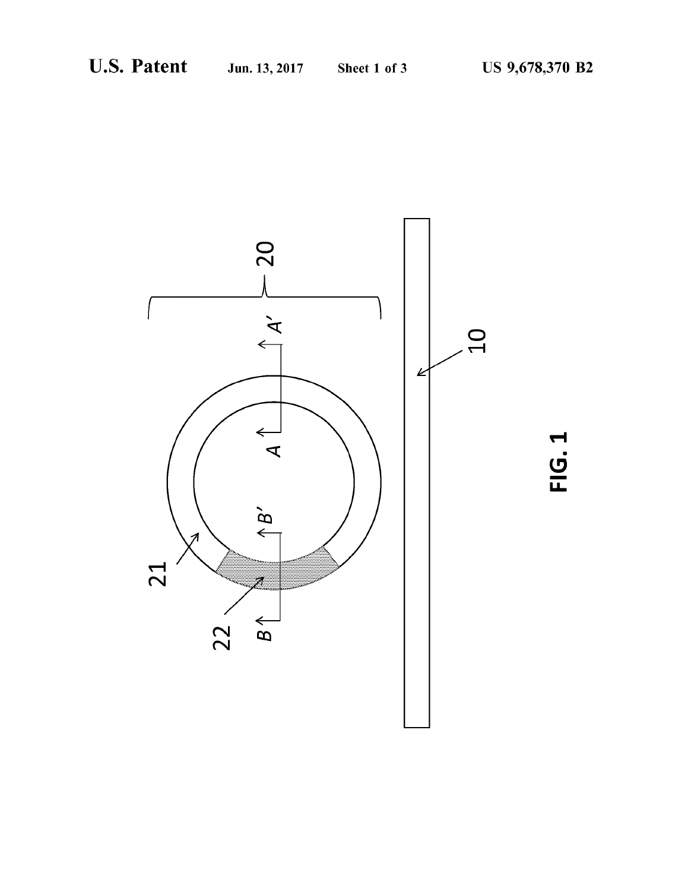20

A'

A

B'

B

21

22

10

FIG. 1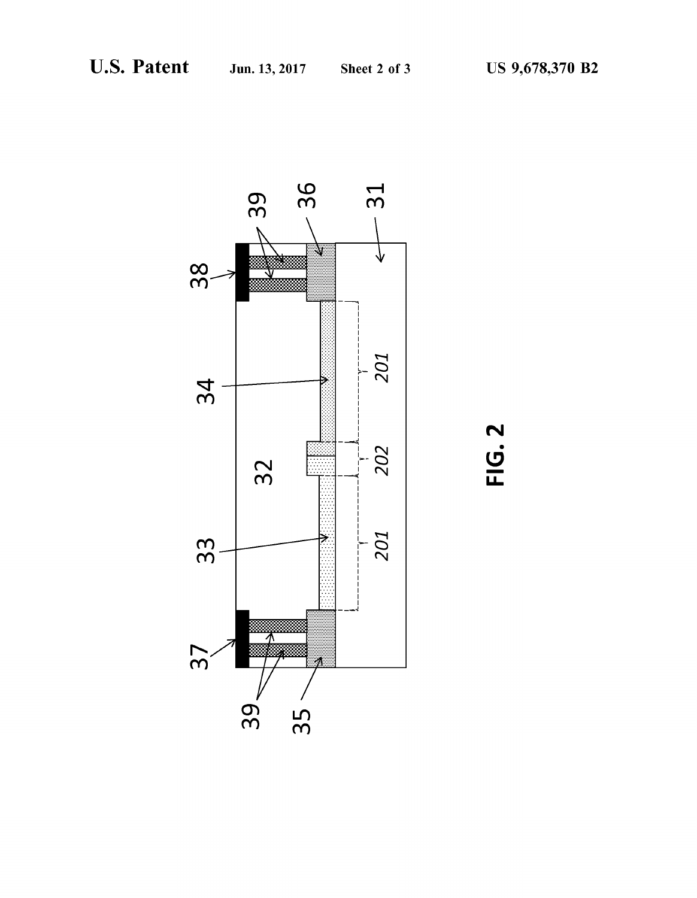38

39

36

31

34

201

32

202

FIG. 2

33

201

37

39

35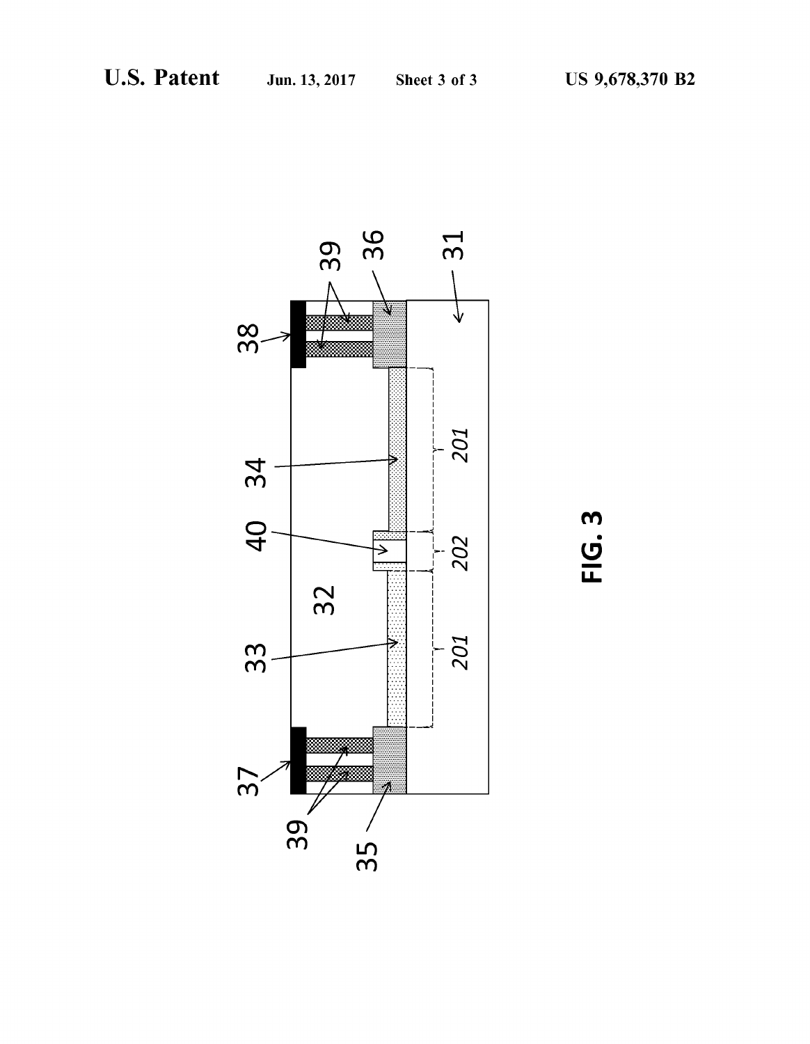39

36

31

38

34

201

40

202

32

33

201

37

39

35

FIG. 3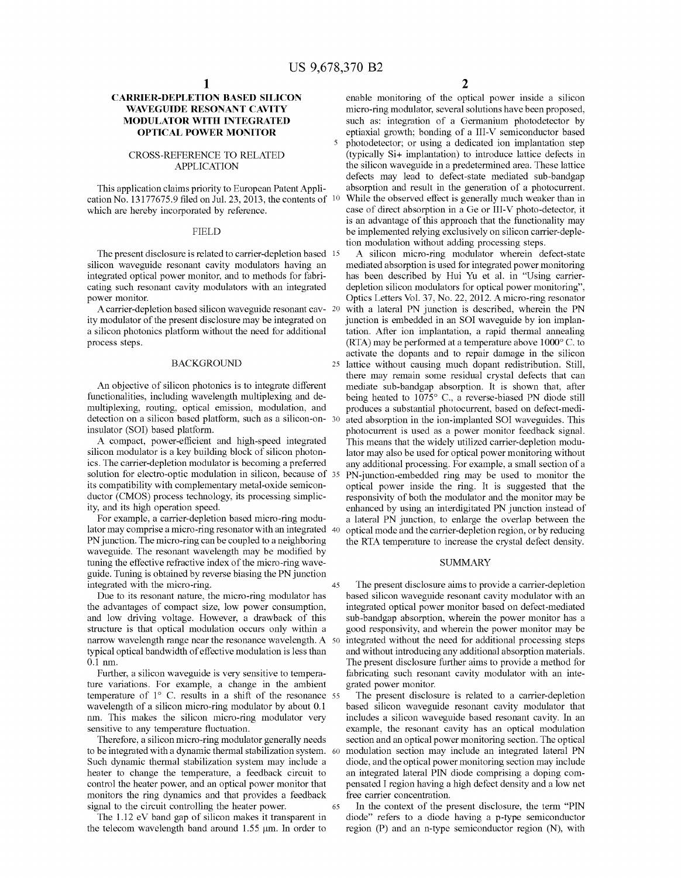# CARRIER-DEPLETION BASED SILICON WAVEGUIDE RESONANT CAVITY MODULATOR WITH INTEGRATED OPTICAL POWER MONITOR

## CROSS-REFERENCE TO RELATED APPLICATION

This application claims priority to European Patent Application No. 13177675.9 filed on Jul. 23, 2013, the contents of which are hereby incorporated by reference.

## FIELD

The present disclosure is related to carrier-depletion based silicon waveguide resonant cavity modulators having an integrated optical power monitor, and to methods for fabricating such resonant cavity modulators with an integrated power monitor.

A carrier-depletion based silicon waveguide resonant cavity modulator of the present disclosure may be integrated on a silicon photonics platform without the need for additional process steps.

## BACKGROUND

An objective of silicon photonics is to integrate different functionalities, including wavelength multiplexing and demultiplexing, routing, optical emission, modulation, and detection on a silicon based platform, such as a silicon-on-insulator (SOI) based platform.

A compact, power-efficient and high-speed integrated silicon modulator is a key building block of silicon photonics. The carrier-depletion modulator is becoming a preferred solution for electro-optic modulation in silicon, because of its compatibility with complementary metal-oxide semiconductor (CMOS) process technology, its processing simplicity, and its high operation speed.

For example, a carrier-depletion based micro-ring modulator may comprise a micro-ring resonator with an integrated PN junction. The micro-ring can be coupled to a neighboring waveguide. The resonant wavelength may be modified by tuning the effective refractive index of the micro-ring waveguide. Tuning is obtained by reverse biasing the PN junction integrated with the micro-ring.

Due to its resonant nature, the micro-ring modulator has the advantages of compact size, low power consumption, and low driving voltage. However, a drawback of this structure is that optical modulation occurs only within a narrow wavelength range near the resonance wavelength. A typical optical bandwidth of effective modulation is less than 0.1 nm.

Further, a silicon waveguide is very sensitive to temperature variations. For example, a change in the ambient temperature of 1° C. results in a shift of the resonance wavelength of a silicon micro-ring modulator by about 0.1 nm. This makes the silicon micro-ring modulator very sensitive to any temperature fluctuation.

Therefore, a silicon micro-ring modulator generally needs to be integrated with a dynamic thermal stabilization system. Such dynamic thermal stabilization system may include a heater to change the temperature, a feedback circuit to control the heater power, and an optical power monitor that monitors the ring dynamics and that provides a feedback signal to the circuit controlling the heater power.

The 1.12 eV band gap of silicon makes it transparent in the telecom wavelength band around 1.55 μm. In order to enable monitoring of the optical power inside a silicon micro-ring modulator, several solutions have been proposed, such as: integration of a Germanium photodetector by eptiaxial growth; bonding of a III-V semiconductor based photodetector; or using a dedicated ion implantation step (typically Si+ implantation) to introduce lattice defects in the silicon waveguide in a predetermined area. These lattice defects may lead to defect-state mediated sub-bandgap absorption and result in the generation of a photocurrent. While the observed effect is generally much weaker than in case of direct absorption in a Ge or III-V photo-detector, it is an advantage of this approach that the functionality may be implemented relying exclusively on silicon carrier-depletion modulation without adding processing steps.

A silicon micro-ring modulator wherein defect-state mediated absorption is used for integrated power monitoring has been described by Hui Yu et al. in "Using carrier-depletion silicon modulators for optical power monitoring", Optics Letters Vol. 37, No. 22, 2012. A micro-ring resonator with a lateral PN junction is described, wherein the PN junction is embedded in an SOI waveguide by ion implantation. After ion implantation, a rapid thermal annealing (RTA) may be performed at a temperature above 1000° C. to activate the dopants and to repair damage in the silicon lattice without causing much dopant redistribution. Still, there may remain some residual crystal defects that can mediate sub-bandgap absorption. It is shown that, after being heated to 1075° C., a reverse-biased PN diode still produces a substantial photocurrent, based on defect-mediated absorption in the ion-implanted SOI waveguides. This photocurrent is used as a power monitor feedback signal. This means that the widely utilized carrier-depletion modulator may also be used for optical power monitoring without any additional processing. For example, a small section of a PN-junction-embedded ring may be used to monitor the optical power inside the ring. It is suggested that the responsivity of both the modulator and the monitor may be enhanced by using an interdigitated PN junction instead of a lateral PN junction, to enlarge the overlap between the optical mode and the carrier-depletion region, or by reducing the RTA temperature to increase the crystal defect density.

## SUMMARY

The present disclosure aims to provide a carrier-depletion based silicon waveguide resonant cavity modulator with an integrated optical power monitor based on defect-mediated sub-bandgap absorption, wherein the power monitor has a good responsivity, and wherein the power monitor may be integrated without the need for additional processing steps and without introducing any additional absorption materials. The present disclosure further aims to provide a method for fabricating such resonant cavity modulator with an integrated power monitor.

The present disclosure is related to a carrier-depletion based silicon waveguide resonant cavity modulator that includes a silicon waveguide based resonant cavity. In an example, the resonant cavity has an optical modulation section and an optical power monitoring section. The optical modulation section may include an integrated lateral PN diode, and the optical power monitoring section may include an integrated lateral PIN diode comprising a doping compensated I region having a high defect density and a low net free carrier concentration.

In the context of the present disclosure, the term "PIN diode" refers to a diode having a p-type semiconductor region (P) and an n-type semiconductor region (N), with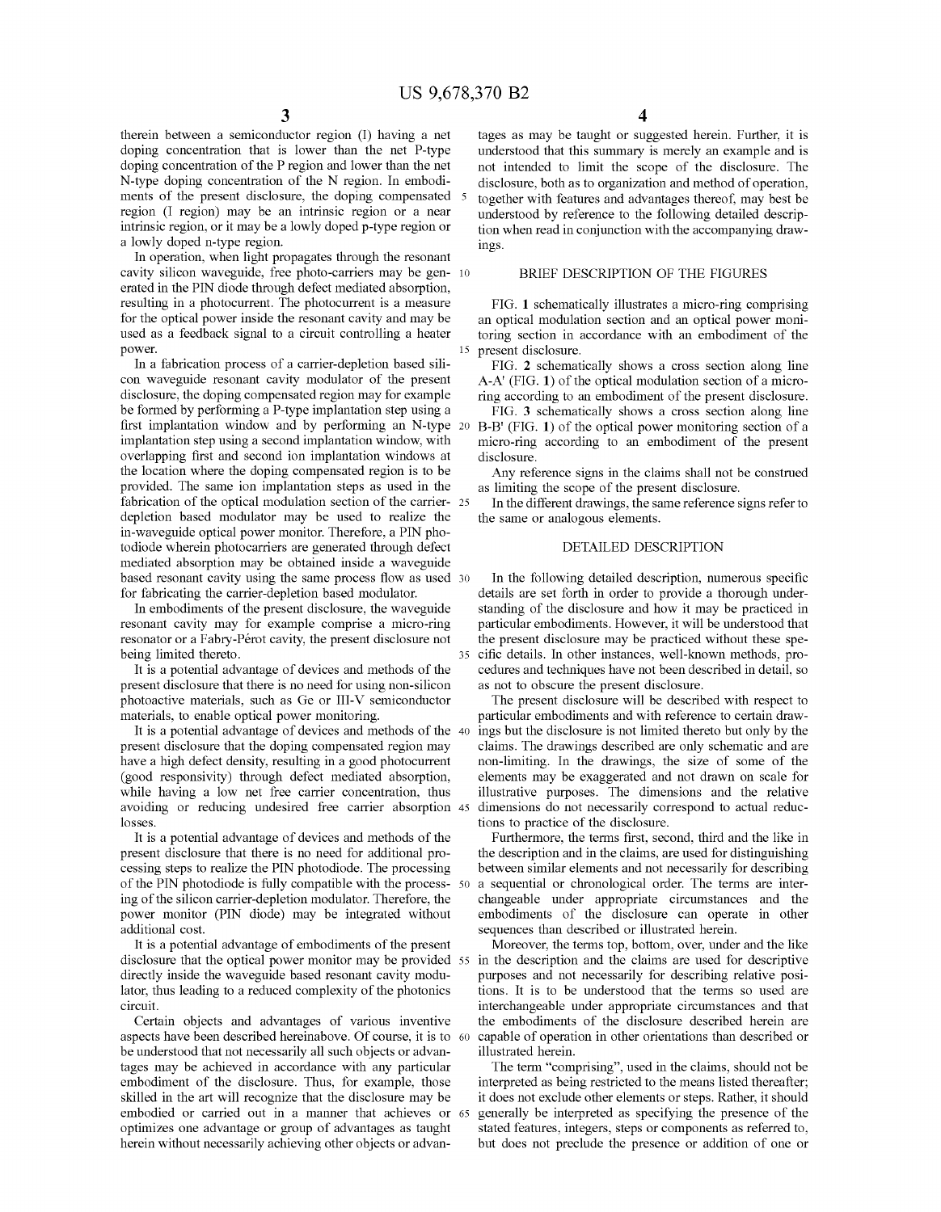therein between a semiconductor region (I) having a net doping concentration that is lower than the net P-type doping concentration of the P region and lower than the net N-type doping concentration of the N region. In embodiments of the present disclosure, the doping compensated region (I region) may be an intrinsic region or a near intrinsic region, or it may be a lowly doped p-type region or a lowly doped n-type region.

In operation, when light propagates through the resonant cavity silicon waveguide, free photo-carriers may be generated in the PIN diode through defect mediated absorption, resulting in a photocurrent. The photocurrent is a measure for the optical power inside the resonant cavity and may be used as a feedback signal to a circuit controlling a heater power.

In a fabrication process of a carrier-depletion based silicon waveguide resonant cavity modulator of the present disclosure, the doping compensated region may for example be formed by performing a P-type implantation step using a first implantation window and by performing an N-type implantation step using a second implantation window, with overlapping first and second ion implantation windows at the location where the doping compensated region is to be provided. The same ion implantation steps as used in the fabrication of the optical modulation section of the carrier-depletion based modulator may be used to realize the in-waveguide optical power monitor. Therefore, a PIN photodiode wherein photocarriers are generated through defect mediated absorption may be obtained inside a waveguide based resonant cavity using the same process flow as used for fabricating the carrier-depletion based modulator.

In embodiments of the present disclosure, the waveguide resonant cavity may for example comprise a micro-ring resonator or a Fabry-Pérot cavity, the present disclosure not being limited thereto.

It is a potential advantage of devices and methods of the present disclosure that there is no need for using non-silicon photoactive materials, such as Ge or III-V semiconductor materials, to enable optical power monitoring.

It is a potential advantage of devices and methods of the present disclosure that the doping compensated region may have a high defect density, resulting in a good photocurrent (good responsivity) through defect mediated absorption, while having a low net free carrier concentration, thus avoiding or reducing undesired free carrier absorption losses.

It is a potential advantage of devices and methods of the present disclosure that there is no need for additional processing steps to realize the PIN photodiode. The processing of the PIN photodiode is fully compatible with the processing of the silicon carrier-depletion modulator. Therefore, the power monitor (PIN diode) may be integrated without additional cost.

It is a potential advantage of embodiments of the present disclosure that the optical power monitor may be provided directly inside the waveguide based resonant cavity modulator, thus leading to a reduced complexity of the photonics circuit.

Certain objects and advantages of various inventive aspects have been described hereinabove. Of course, it is to be understood that not necessarily all such objects or advantages may be achieved in accordance with any particular embodiment of the disclosure. Thus, for example, those skilled in the art will recognize that the disclosure may be embodied or carried out in a manner that achieves or optimizes one advantage or group of advantages as taught herein without necessarily achieving other objects or advantages as may be taught or suggested herein. Further, it is understood that this summary is merely an example and is not intended to limit the scope of the disclosure. The disclosure, both as to organization and method of operation, together with features and advantages thereof, may best be understood by reference to the following detailed description when read in conjunction with the accompanying drawings.

## BRIEF DESCRIPTION OF THE FIGURES

FIG. **1** schematically illustrates a micro-ring comprising an optical modulation section and an optical power monitoring section in accordance with an embodiment of the present disclosure.

FIG. **2** schematically shows a cross section along line A-A' (FIG. **1**) of the optical modulation section of a micro-ring according to an embodiment of the present disclosure.

FIG. **3** schematically shows a cross section along line B-B' (FIG. **1**) of the optical power monitoring section of a micro-ring according to an embodiment of the present disclosure.

Any reference signs in the claims shall not be construed as limiting the scope of the present disclosure.

In the different drawings, the same reference signs refer to the same or analogous elements.

## DETAILED DESCRIPTION

In the following detailed description, numerous specific details are set forth in order to provide a thorough understanding of the disclosure and how it may be practiced in particular embodiments. However, it will be understood that the present disclosure may be practiced without these specific details. In other instances, well-known methods, procedures and techniques have not been described in detail, so as not to obscure the present disclosure.

The present disclosure will be described with respect to particular embodiments and with reference to certain drawings but the disclosure is not limited thereto but only by the claims. The drawings described are only schematic and are non-limiting. In the drawings, the size of some of the elements may be exaggerated and not drawn on scale for illustrative purposes. The dimensions and the relative dimensions do not necessarily correspond to actual reductions to practice of the disclosure.

Furthermore, the terms first, second, third and the like in the description and in the claims, are used for distinguishing between similar elements and not necessarily for describing a sequential or chronological order. The terms are interchangeable under appropriate circumstances and the embodiments of the disclosure can operate in other sequences than described or illustrated herein.

Moreover, the terms top, bottom, over, under and the like in the description and the claims are used for descriptive purposes and not necessarily for describing relative positions. It is to be understood that the terms so used are interchangeable under appropriate circumstances and that the embodiments of the disclosure described herein are capable of operation in other orientations than described or illustrated herein.

The term "comprising", used in the claims, should not be interpreted as being restricted to the means listed thereafter; it does not exclude other elements or steps. Rather, it should generally be interpreted as specifying the presence of the stated features, integers, steps or components as referred to, but does not preclude the presence or addition of one or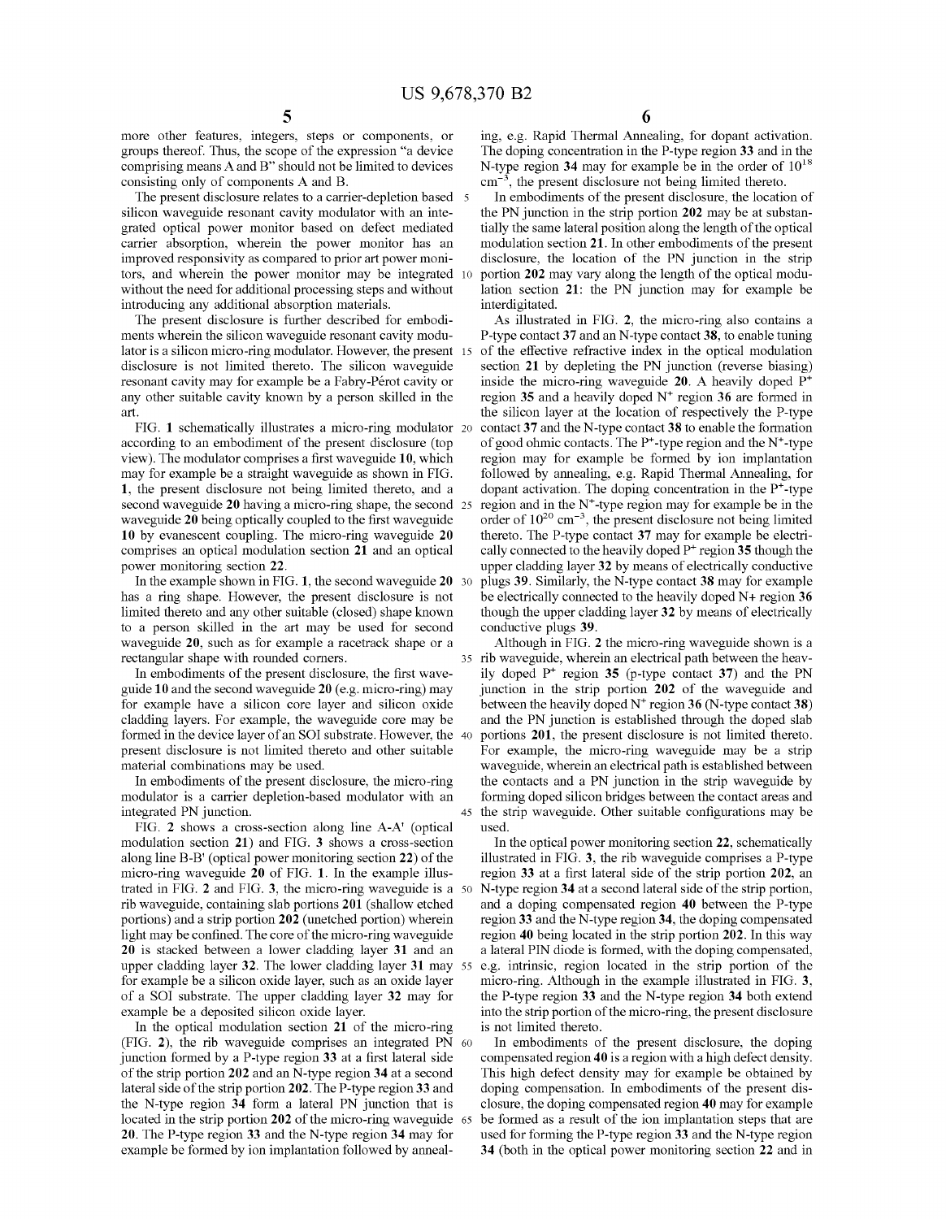more other features, integers, steps or components, or groups thereof. Thus, the scope of the expression "a device comprising means A and B" should not be limited to devices consisting only of components A and B.

The present disclosure relates to a carrier-depletion based silicon waveguide resonant cavity modulator with an integrated optical power monitor based on defect mediated carrier absorption, wherein the power monitor has an improved responsivity as compared to prior art power monitors, and wherein the power monitor may be integrated without the need for additional processing steps and without introducing any additional absorption materials.

The present disclosure is further described for embodiments wherein the silicon waveguide resonant cavity modulator is a silicon micro-ring modulator. However, the present disclosure is not limited thereto. The silicon waveguide resonant cavity may for example be a Fabry-Pérot cavity or any other suitable cavity known by a person skilled in the art.

FIG. 1 schematically illustrates a micro-ring modulator according to an embodiment of the present disclosure (top view). The modulator comprises a first waveguide 10, which may for example be a straight waveguide as shown in FIG. 1, the present disclosure not being limited thereto, and a second waveguide 20 having a micro-ring shape, the second waveguide 20 being optically coupled to the first waveguide 10 by evanescent coupling. The micro-ring waveguide 20 comprises an optical modulation section 21 and an optical power monitoring section 22.

In the example shown in FIG. 1, the second waveguide 20 has a ring shape. However, the present disclosure is not limited thereto and any other suitable (closed) shape known to a person skilled in the art may be used for second waveguide 20, such as for example a racetrack shape or a rectangular shape with rounded corners.

In embodiments of the present disclosure, the first waveguide 10 and the second waveguide 20 (e.g. micro-ring) may for example have a silicon core layer and silicon oxide cladding layers. For example, the waveguide core may be formed in the device layer of an SOI substrate. However, the present disclosure is not limited thereto and other suitable material combinations may be used.

In embodiments of the present disclosure, the micro-ring modulator is a carrier depletion-based modulator with an integrated PN junction.

FIG. 2 shows a cross-section along line A-A' (optical modulation section 21) and FIG. 3 shows a cross-section along line B-B' (optical power monitoring section 22) of the micro-ring waveguide 20 of FIG. 1. In the example illustrated in FIG. 2 and FIG. 3, the micro-ring waveguide is a rib waveguide, containing slab portions 201 (shallow etched portions) and a strip portion 202 (unetched portion) wherein light may be confined. The core of the micro-ring waveguide 20 is stacked between a lower cladding layer 31 and an upper cladding layer 32. The lower cladding layer 31 may for example be a silicon oxide layer, such as an oxide layer of a SOI substrate. The upper cladding layer 32 may for example be a deposited silicon oxide layer.

In the optical modulation section 21 of the micro-ring (FIG. 2), the rib waveguide comprises an integrated PN junction formed by a P-type region 33 at a first lateral side of the strip portion 202 and an N-type region 34 at a second lateral side of the strip portion 202. The P-type region 33 and the N-type region 34 form a lateral PN junction that is located in the strip portion 202 of the micro-ring waveguide 20. The P-type region 33 and the N-type region 34 may for example be formed by ion implantation followed by annealing, e.g. Rapid Thermal Annealing, for dopant activation. The doping concentration in the P-type region 33 and in the N-type region 34 may for example be in the order of $10^{18}$ $cm^{-3}$, the present disclosure not being limited thereto.

In embodiments of the present disclosure, the location of the PN junction in the strip portion 202 may be at substantially the same lateral position along the length of the optical modulation section 21. In other embodiments of the present disclosure, the location of the PN junction in the strip portion 202 may vary along the length of the optical modulation section 21: the PN junction may for example be interdigitated.

As illustrated in FIG. 2, the micro-ring also contains a P-type contact 37 and an N-type contact 38, to enable tuning of the effective refractive index in the optical modulation section 21 by depleting the PN junction (reverse biasing) inside the micro-ring waveguide 20. A heavily doped $P^+$ region 35 and a heavily doped $N^+$ region 36 are formed in the silicon layer at the location of respectively the P-type contact 37 and the N-type contact 38 to enable the formation of good ohmic contacts. The $P^+$-type region and the $N^+$-type region may for example be formed by ion implantation followed by annealing, e.g. Rapid Thermal Annealing, for dopant activation. The doping concentration in the $P^+$-type region and in the $N^+$-type region may for example be in the order of $10^{20}$ $cm^{-3}$, the present disclosure not being limited thereto. The P-type contact 37 may for example be electrically connected to the heavily doped $P^+$ region 35 though the upper cladding layer 32 by means of electrically conductive plugs 39. Similarly, the N-type contact 38 may for example be electrically connected to the heavily doped N+ region 36 though the upper cladding layer 32 by means of electrically conductive plugs 39.

Although in FIG. 2 the micro-ring waveguide shown is a rib waveguide, wherein an electrical path between the heavily doped $P^+$ region 35 (p-type contact 37) and the PN junction in the strip portion 202 of the waveguide and between the heavily doped $N^+$ region 36 (N-type contact 38) and the PN junction is established through the doped slab portions 201, the present disclosure is not limited thereto. For example, the micro-ring waveguide may be a strip waveguide, wherein an electrical path is established between the contacts and a PN junction in the strip waveguide by forming doped silicon bridges between the contact areas and the strip waveguide. Other suitable configurations may be used.

In the optical power monitoring section 22, schematically illustrated in FIG. 3, the rib waveguide comprises a P-type region 33 at a first lateral side of the strip portion 202, an N-type region 34 at a second lateral side of the strip portion, and a doping compensated region 40 between the P-type region 33 and the N-type region 34, the doping compensated region 40 being located in the strip portion 202. In this way a lateral PIN diode is formed, with the doping compensated, e.g. intrinsic, region located in the strip portion of the micro-ring. Although in the example illustrated in FIG. 3, the P-type region 33 and the N-type region 34 both extend into the strip portion of the micro-ring, the present disclosure is not limited thereto.

In embodiments of the present disclosure, the doping compensated region 40 is a region with a high defect density. This high defect density may for example be obtained by doping compensation. In embodiments of the present disclosure, the doping compensated region 40 may for example be formed as a result of the ion implantation steps that are used for forming the P-type region 33 and the N-type region 34 (both in the optical power monitoring section 22 and in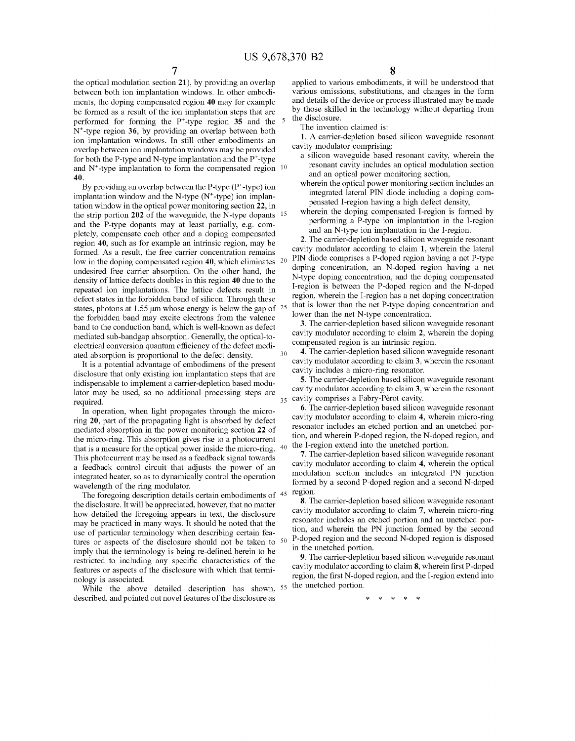the optical modulation section 21), by providing an overlap between both ion implantation windows. In other embodiments, the doping compensated region 40 may for example be formed as a result of the ion implantation steps that are performed for forming the $P^+$-type region 35 and the $N^+$-type region 36, by providing an overlap between both ion implantation windows. In still other embodiments an overlap between ion implantation windows may be provided for both the P-type and N-type implantation and the $P^+$-type and $N^+$-type implantation to form the compensated region 40.

By providing an overlap between the P-type ($P^+$-type) ion implantation window and the N-type ($N^+$-type) ion implantation window in the optical power monitoring section 22, in the strip portion 202 of the waveguide, the N-type dopants and the P-type dopants may at least partially, e.g. completely, compensate each other and a doping compensated region 40, such as for example an intrinsic region, may be formed. As a result, the free carrier concentration remains low in the doping compensated region 40, which eliminates undesired free carrier absorption. On the other hand, the density of lattice defects doubles in this region 40 due to the repeated ion implantations. The lattice defects result in defect states in the forbidden band of silicon. Through these states, photons at 1.55 μm whose energy is below the gap of the forbidden band may excite electrons from the valence band to the conduction band, which is well-known as defect mediated sub-bandgap absorption. Generally, the optical-to-electrical conversion quantum efficiency of the defect mediated absorption is proportional to the defect density.

It is a potential advantage of embodimens of the present disclosure that only existing ion implantation steps that are indispensable to implement a carrier-depletion based modulator may be used, so no additional processing steps are required.

In operation, when light propagates through the micro-ring 20, part of the propagating light is absorbed by defect mediated absorption in the power monitoring section 22 of the micro-ring. This absorption gives rise to a photocurrent that is a measure for the optical power inside the micro-ring. This photocurrent may be used as a feedback signal towards a feedback control circuit that adjusts the power of an integrated heater, so as to dynamically control the operation wavelength of the ring modulator.

The foregoing description details certain embodiments of the disclosure. It will be appreciated, however, that no matter how detailed the foregoing appears in text, the disclosure may be practiced in many ways. It should be noted that the use of particular terminology when describing certain features or aspects of the disclosure should not be taken to imply that the terminology is being re-defined herein to be restricted to including any specific characteristics of the features or aspects of the disclosure with which that terminology is associated.

While the above detailed description has shown, described, and pointed out novel features of the disclosure as applied to various embodiments, it will be understood that various omissions, substitutions, and changes in the form and details of the device or process illustrated may be made by those skilled in the technology without departing from the disclosure.

The invention claimed is:

1. A carrier-depletion based silicon waveguide resonant cavity modulator comprising:
   - a silicon waveguide based resonant cavity, wherein the resonant cavity includes an optical modulation section and an optical power monitoring section,
   - wherein the optical power monitoring section includes an integrated lateral PIN diode including a doping compensated I-region having a high defect density,
   - wherein the doping compensated I-region is formed by performing a P-type ion implantation in the I-region and an N-type ion implantation in the I-region.

2. The carrier-depletion based silicon waveguide resonant cavity modulator according to claim 1, wherein the lateral PIN diode comprises a P-doped region having a net P-type doping concentration, an N-doped region having a net N-type doping concentration, and the doping compensated I-region is between the P-doped region and the N-doped region, wherein the I-region has a net doping concentration that is lower than the net P-type doping concentration and lower than the net N-type concentration.

3. The carrier-depletion based silicon waveguide resonant cavity modulator according to claim 2, wherein the doping compensated region is an intrinsic region.

4. The carrier-depletion based silicon waveguide resonant cavity modulator according to claim 3, wherein the resonant cavity includes a micro-ring resonator.

5. The carrier-depletion based silicon waveguide resonant cavity modulator according to claim 3, wherein the resonant cavity comprises a Fabry-Pérot cavity.

6. The carrier-depletion based silicon waveguide resonant cavity modulator according to claim 4, wherein micro-ring resonator includes an etched portion and an unetched portion, and wherein P-doped region, the N-doped region, and the I-region extend into the unetched portion.

7. The carrier-depletion based silicon waveguide resonant cavity modulator according to claim 4, wherein the optical modulation section includes an integrated PN junction formed by a second P-doped region and a second N-doped region.

8. The carrier-depletion based silicon waveguide resonant cavity modulator according to claim 7, wherein micro-ring resonator includes an etched portion and an unetched portion, and wherein the PN junction formed by the second P-doped region and the second N-doped region is disposed in the unetched portion.

9. The carrier-depletion based silicon waveguide resonant cavity modulator according to claim 8, wherein first P-doped region, the first N-doped region, and the I-region extend into the unetched portion.

* * * * *